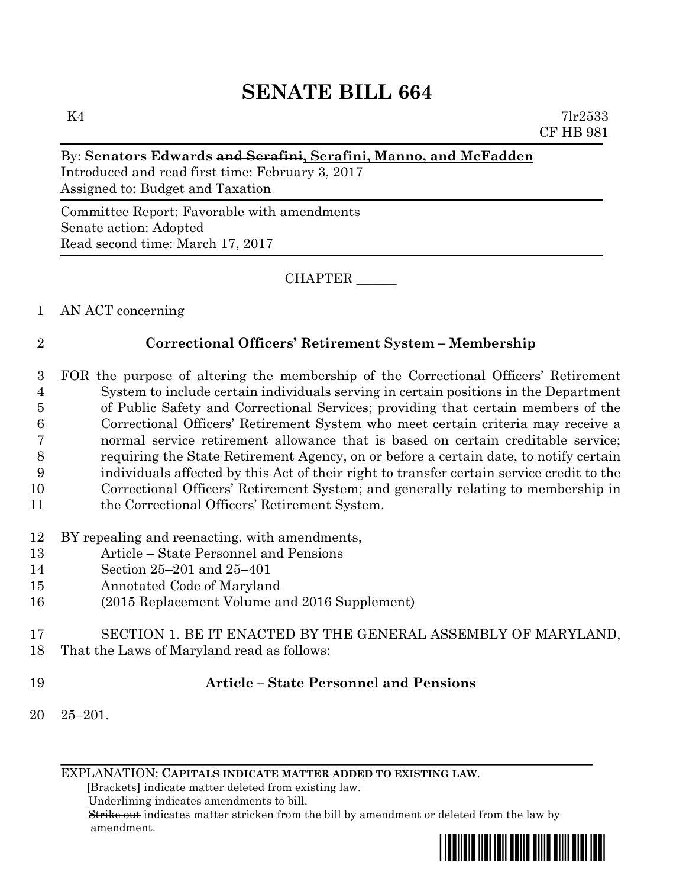# SENATE BILL 664

K4 7lr2533
CF HB 981

By: **Senators Edwards ~~and Serafini~~, Serafini, Manno, and McFadden**
Introduced and read first time: February 3, 2017
Assigned to: Budget and Taxation

Committee Report: Favorable with amendments
Senate action: Adopted
Read second time: March 17, 2017

CHAPTER ______

1 AN ACT concerning

2 **Correctional Officers' Retirement System – Membership**

3 FOR the purpose of altering the membership of the Correctional Officers' Retirement
4 System to include certain individuals serving in certain positions in the Department
5 of Public Safety and Correctional Services; providing that certain members of the
6 Correctional Officers' Retirement System who meet certain criteria may receive a
7 normal service retirement allowance that is based on certain creditable service;
8 requiring the State Retirement Agency, on or before a certain date, to notify certain
9 individuals affected by this Act of their right to transfer certain service credit to the
10 Correctional Officers' Retirement System; and generally relating to membership in
11 the Correctional Officers' Retirement System.

12 BY repealing and reenacting, with amendments,
13 Article – State Personnel and Pensions
14 Section 25–201 and 25–401
15 Annotated Code of Maryland
16 (2015 Replacement Volume and 2016 Supplement)

17 SECTION 1. BE IT ENACTED BY THE GENERAL ASSEMBLY OF MARYLAND,
18 That the Laws of Maryland read as follows:

19 **Article – State Personnel and Pensions**

20 25–201.

EXPLANATION: **CAPITALS INDICATE MATTER ADDED TO EXISTING LAW.**
**[**Brackets**]** indicate matter deleted from existing law.
Underlining indicates amendments to bill.
~~Strike out~~ indicates matter stricken from the bill by amendment or deleted from the law by amendment.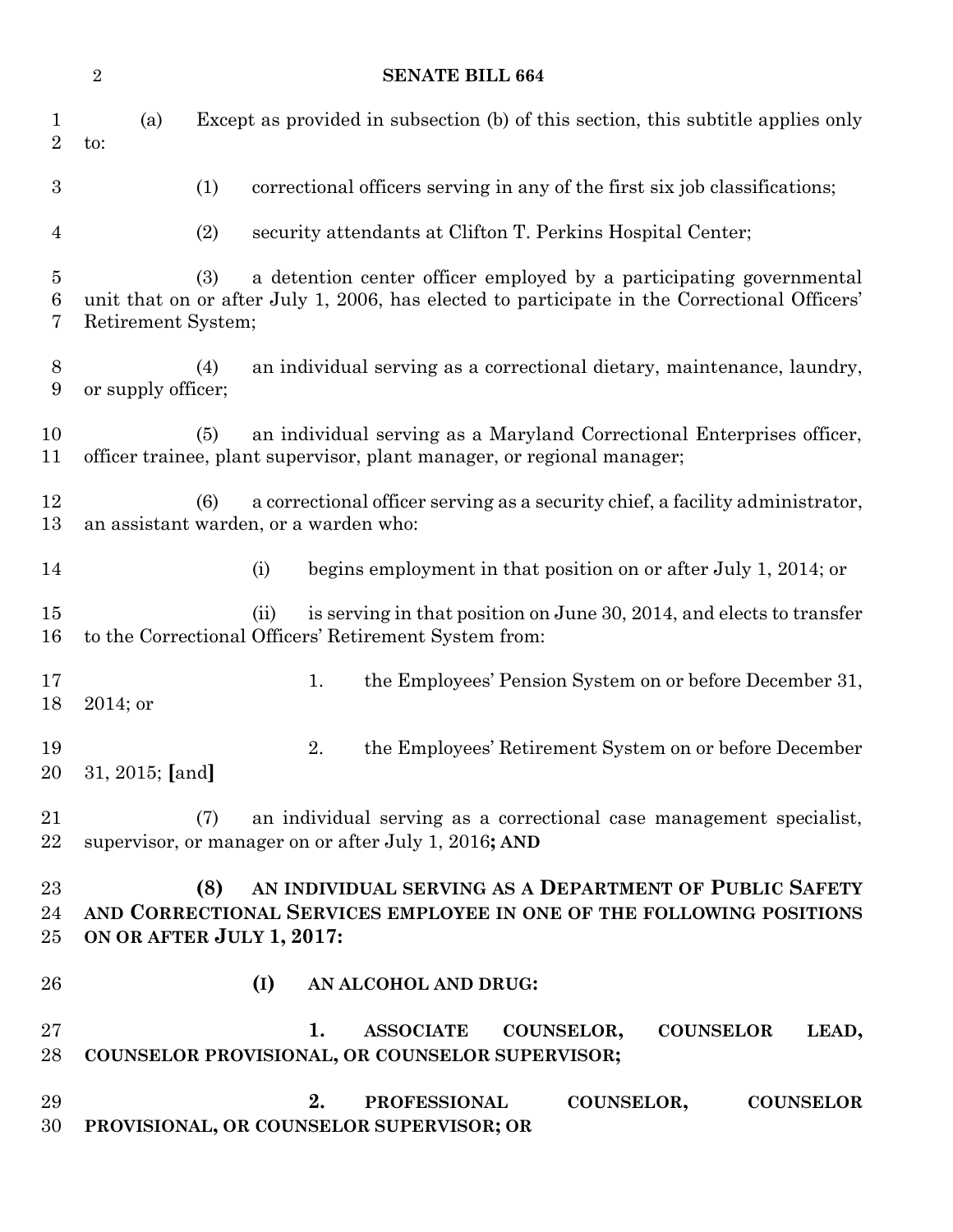(a) Except as provided in subsection (b) of this section, this subtitle applies only to:

(1) correctional officers serving in any of the first six job classifications;

(2) security attendants at Clifton T. Perkins Hospital Center;

(3) a detention center officer employed by a participating governmental unit that on or after July 1, 2006, has elected to participate in the Correctional Officers' Retirement System;

(4) an individual serving as a correctional dietary, maintenance, laundry, or supply officer;

(5) an individual serving as a Maryland Correctional Enterprises officer, officer trainee, plant supervisor, plant manager, or regional manager;

(6) a correctional officer serving as a security chief, a facility administrator, an assistant warden, or a warden who:

(i) begins employment in that position on or after July 1, 2014; or

(ii) is serving in that position on June 30, 2014, and elects to transfer to the Correctional Officers' Retirement System from:

1. the Employees' Pension System on or before December 31, 2014; or

2. the Employees' Retirement System on or before December 31, 2015; **[**and**]**

(7) an individual serving as a correctional case management specialist, supervisor, or manager on or after July 1, 2016**; AND**

**(8) AN INDIVIDUAL SERVING AS A DEPARTMENT OF PUBLIC SAFETY AND CORRECTIONAL SERVICES EMPLOYEE IN ONE OF THE FOLLOWING POSITIONS ON OR AFTER JULY 1, 2017:**

**(I) AN ALCOHOL AND DRUG:**

**1. ASSOCIATE COUNSELOR, COUNSELOR LEAD, COUNSELOR PROVISIONAL, OR COUNSELOR SUPERVISOR;**

**2. PROFESSIONAL COUNSELOR, COUNSELOR PROVISIONAL, OR COUNSELOR SUPERVISOR; OR**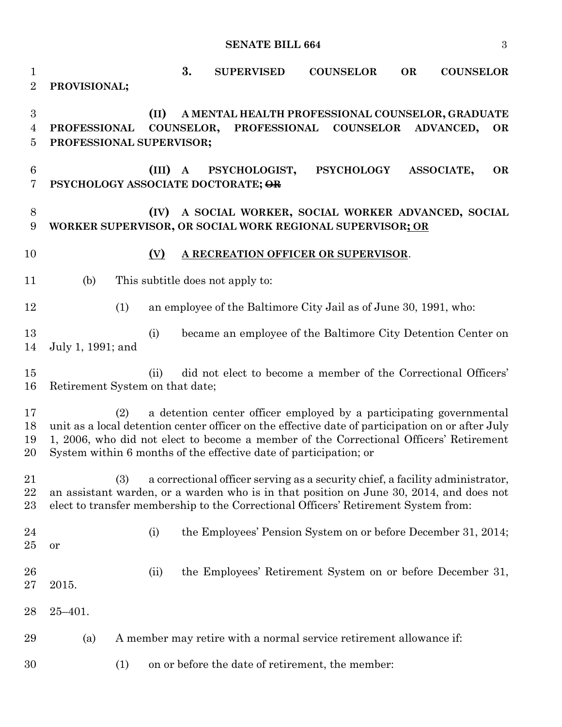3. SUPERVISED COUNSELOR OR COUNSELOR PROVISIONAL;

(II) A MENTAL HEALTH PROFESSIONAL COUNSELOR, GRADUATE PROFESSIONAL COUNSELOR, PROFESSIONAL COUNSELOR ADVANCED, OR PROFESSIONAL SUPERVISOR;

(III) A PSYCHOLOGIST, PSYCHOLOGY ASSOCIATE, OR PSYCHOLOGY ASSOCIATE DOCTORATE; ~~OR~~

(IV) A SOCIAL WORKER, SOCIAL WORKER ADVANCED, SOCIAL WORKER SUPERVISOR, OR SOCIAL WORK REGIONAL SUPERVISOR; OR

(V) A RECREATION OFFICER OR SUPERVISOR.

(b) This subtitle does not apply to:

(1) an employee of the Baltimore City Jail as of June 30, 1991, who:

(i) became an employee of the Baltimore City Detention Center on July 1, 1991; and

(ii) did not elect to become a member of the Correctional Officers' Retirement System on that date;

(2) a detention center officer employed by a participating governmental unit as a local detention center officer on the effective date of participation on or after July 1, 2006, who did not elect to become a member of the Correctional Officers' Retirement System within 6 months of the effective date of participation; or

(3) a correctional officer serving as a security chief, a facility administrator, an assistant warden, or a warden who is in that position on June 30, 2014, and does not elect to transfer membership to the Correctional Officers' Retirement System from:

(i) the Employees' Pension System on or before December 31, 2014; or

(ii) the Employees' Retirement System on or before December 31, 2015.

25–401.

(a) A member may retire with a normal service retirement allowance if:

(1) on or before the date of retirement, the member: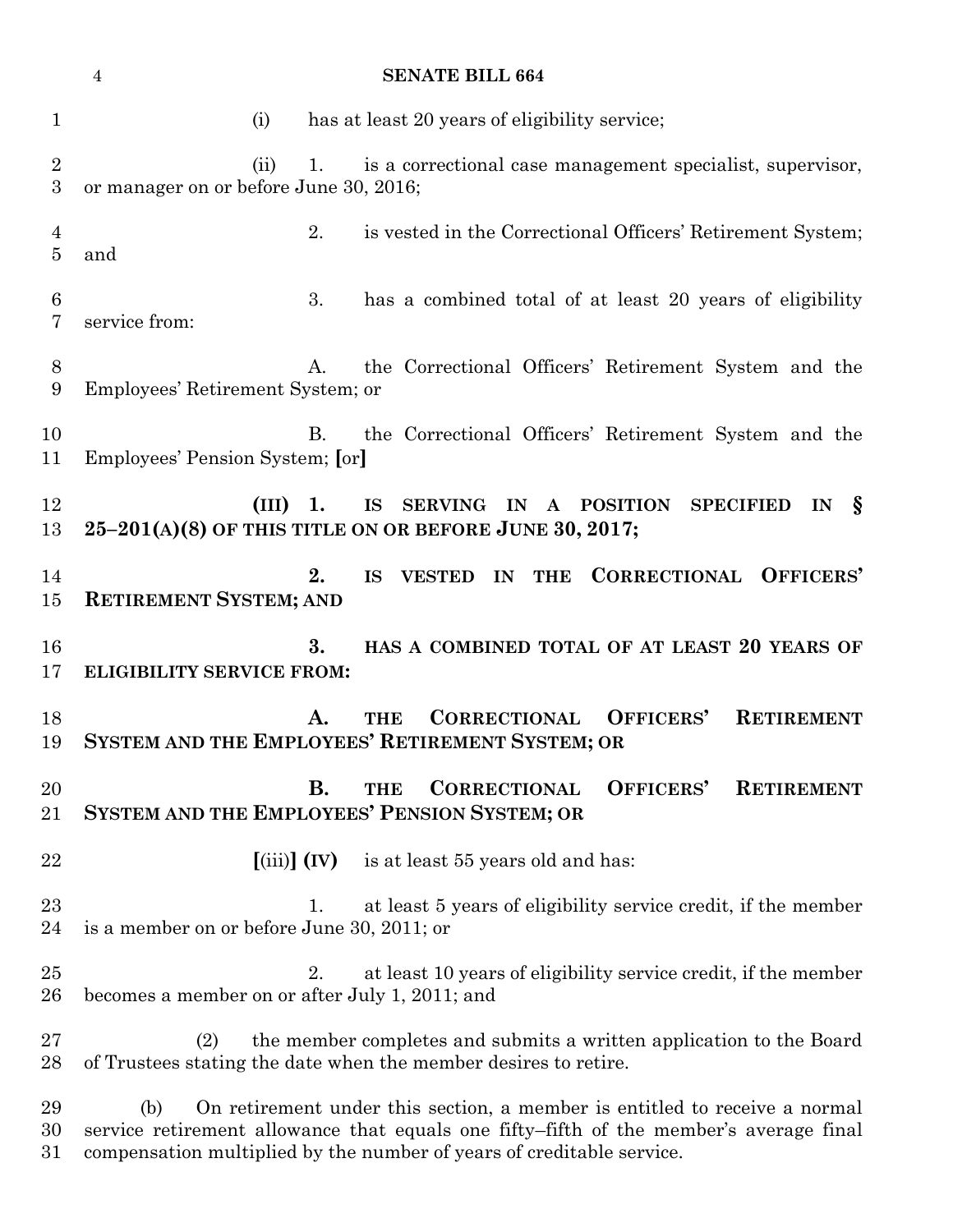(i) has at least 20 years of eligibility service;

(ii) 1. is a correctional case management specialist, supervisor, or manager on or before June 30, 2016;

2. is vested in the Correctional Officers' Retirement System; and

3. has a combined total of at least 20 years of eligibility service from:

A. the Correctional Officers' Retirement System and the Employees' Retirement System; or

B. the Correctional Officers' Retirement System and the Employees' Pension System; **[**or**]**

**(III) 1. IS SERVING IN A POSITION SPECIFIED IN § 25–201(A)(8) OF THIS TITLE ON OR BEFORE JUNE 30, 2017;**

**2. IS VESTED IN THE CORRECTIONAL OFFICERS' RETIREMENT SYSTEM; AND**

**3. HAS A COMBINED TOTAL OF AT LEAST 20 YEARS OF ELIGIBILITY SERVICE FROM:**

**A. THE CORRECTIONAL OFFICERS' RETIREMENT SYSTEM AND THE EMPLOYEES' RETIREMENT SYSTEM; OR**

**B. THE CORRECTIONAL OFFICERS' RETIREMENT SYSTEM AND THE EMPLOYEES' PENSION SYSTEM; OR**

**[**(iii)**]** **(IV)** is at least 55 years old and has:

1. at least 5 years of eligibility service credit, if the member is a member on or before June 30, 2011; or

2. at least 10 years of eligibility service credit, if the member becomes a member on or after July 1, 2011; and

(2) the member completes and submits a written application to the Board of Trustees stating the date when the member desires to retire.

(b) On retirement under this section, a member is entitled to receive a normal service retirement allowance that equals one fifty–fifth of the member's average final compensation multiplied by the number of years of creditable service.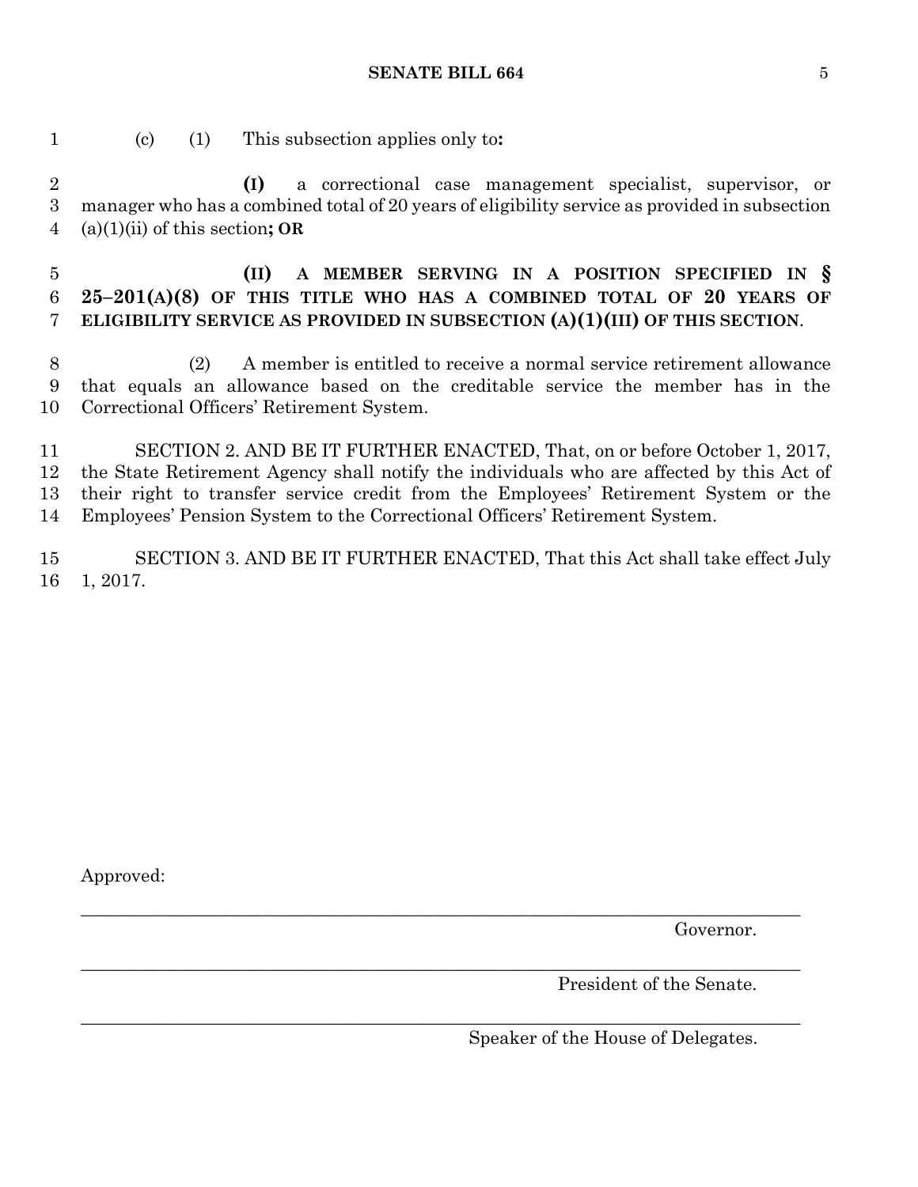(c) (1) This subsection applies only to**:**

**(I)** a correctional case management specialist, supervisor, or manager who has a combined total of 20 years of eligibility service as provided in subsection (a)(1)(ii) of this section**; OR**

**(II) A MEMBER SERVING IN A POSITION SPECIFIED IN § 25–201(A)(8) OF THIS TITLE WHO HAS A COMBINED TOTAL OF 20 YEARS OF ELIGIBILITY SERVICE AS PROVIDED IN SUBSECTION (A)(1)(III) OF THIS SECTION**.

(2) A member is entitled to receive a normal service retirement allowance that equals an allowance based on the creditable service the member has in the Correctional Officers' Retirement System.

SECTION 2. AND BE IT FURTHER ENACTED, That, on or before October 1, 2017, the State Retirement Agency shall notify the individuals who are affected by this Act of their right to transfer service credit from the Employees' Retirement System or the Employees' Pension System to the Correctional Officers' Retirement System.

SECTION 3. AND BE IT FURTHER ENACTED, That this Act shall take effect July 1, 2017.

Approved:

\_\_\_\_\_\_\_\_\_\_\_\_\_\_\_\_\_\_\_\_\_\_\_\_\_\_\_\_\_\_\_\_\_\_\_\_\_\_\_\_\_\_\_\_\_\_\_\_\_\_\_\_\_\_\_\_\_\_\_\_\_\_\_\_\_\_\_\_\_\_\_\_\_\_\_\_

Governor.

\_\_\_\_\_\_\_\_\_\_\_\_\_\_\_\_\_\_\_\_\_\_\_\_\_\_\_\_\_\_\_\_\_\_\_\_\_\_\_\_\_\_\_\_\_\_\_\_\_\_\_\_\_\_\_\_\_\_\_\_\_\_\_\_\_\_\_\_\_\_\_\_\_\_\_\_

President of the Senate.

\_\_\_\_\_\_\_\_\_\_\_\_\_\_\_\_\_\_\_\_\_\_\_\_\_\_\_\_\_\_\_\_\_\_\_\_\_\_\_\_\_\_\_\_\_\_\_\_\_\_\_\_\_\_\_\_\_\_\_\_\_\_\_\_\_\_\_\_\_\_\_\_\_\_\_\_

Speaker of the House of Delegates.